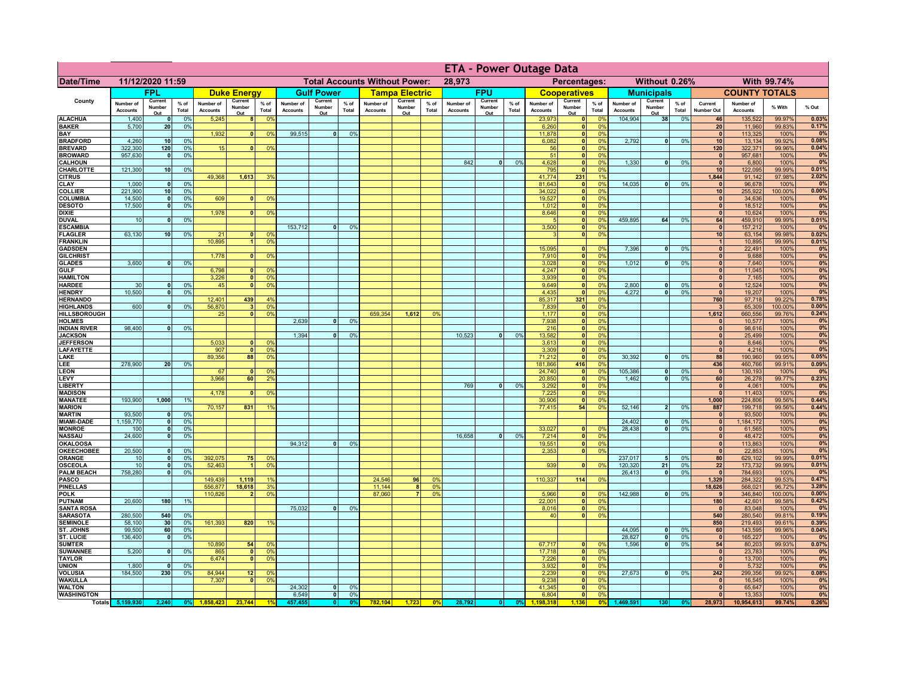# ETA - Power Outage Data

| Date/Time | 11/12/2020 11:59 | | | | | | Total Accounts Without Power: | | | | 28,973 | | | | | | Percentages: | | | Without 0.26% | | | | With 99.74% | | |
|---|---|---|---|---|---|---|---|---|---|---|---|---|---|---|---|---|---|---|---|---|---|---|---|---|---|---|
| County | FPL | | | Duke Energy | | | Gulf Power | | | Tampa Electric | | | FPU | | | Cooperatives | | | Municipals | | | COUNTY TOTALS | | | |
| | Number of Accounts | Current Number Out | % of Total | Number of Accounts | Current Number Out | % of Total | Number of Accounts | Current Number Out | % of Total | Number of Accounts | Current Number Out | % of Total | Number of Accounts | Current Number Out | % of Total | Number of Accounts | Current Number Out | % of Total | Number of Accounts | Current Number Out | % of Total | Current Number Out | Number of Accounts | % With | % Out |
| ALACHUA | 1,400 | 0 | 0% | 5,245 | 8 | 0% | | | | | | | | | | 23,973 | 0 | 0% | 104,904 | 38 | 0% | 46 | 135,522 | 99.97% | 0.03% |
| BAKER | 5,700 | 20 | 0% | | | | | | | | | | | | | 6,260 | 0 | 0% | | | | 20 | 11,960 | 99.83% | 0.17% |
| BAY | | | | 1,932 | 0 | 0% | 99,515 | 0 | 0% | | | | | | | 11,878 | 0 | 0% | | | | 0 | 113,325 | 100% | 0% |
| BRADFORD | 4,260 | 10 | 0% | | | | | | | | | | | | | 6,082 | 0 | 0% | 2,792 | 0 | 0% | 10 | 13,134 | 99.92% | 0.08% |
| BREVARD | 322,300 | 120 | 0% | 15 | 0 | 0% | | | | | | | | | | 56 | 0 | 0% | | | | 120 | 322,371 | 99.96% | 0.04% |
| BROWARD | 957,630 | 0 | 0% | | | | | | | | | | | | | 51 | 0 | 0% | | | | 0 | 957,681 | 100% | 0% |
| CALHOUN | | | | | | | | | | | | | 842 | 0 | 0% | 4,628 | 0 | 0% | 1,330 | 0 | 0% | 0 | 6,800 | 100% | 0% |
| CHARLOTTE | 121,300 | 10 | 0% | | | | | | | | | | | | | 795 | 0 | 0% | | | | 10 | 122,095 | 99.99% | 0.01% |
| CITRUS | | | | 49,368 | 1,613 | 3% | | | | | | | | | | 41,774 | 231 | 1% | | | | 1,844 | 91,142 | 97.98% | 2.02% |
| CLAY | 1,000 | 0 | 0% | | | | | | | | | | | | | 81,643 | 0 | 0% | 14,035 | 0 | 0% | 0 | 96,678 | 100% | 0% |
| COLLIER | 221,900 | 10 | 0% | | | | | | | | | | | | | 34,022 | 0 | 0% | | | | 10 | 255,922 | 100.00% | 0.00% |
| COLUMBIA | 14,500 | 0 | 0% | 609 | 0 | 0% | | | | | | | | | | 19,527 | 0 | 0% | | | | 0 | 34,636 | 100% | 0% |
| DESOTO | 17,500 | 0 | 0% | | | | | | | | | | | | | 1,012 | 0 | 0% | | | | 0 | 18,512 | 100% | 0% |
| DIXIE | | | | 1,978 | 0 | 0% | | | | | | | | | | 8,646 | 0 | 0% | | | | 0 | 10,624 | 100% | 0% |
| DUVAL | 10 | 0 | 0% | | | | | | | | | | | | | 5 | 0 | 0% | 459,895 | 64 | 0% | 64 | 459,910 | 99.99% | 0.01% |
| ESCAMBIA | | | | | | | 153,712 | 0 | 0% | | | | | | | 3,500 | 0 | 0% | | | | 0 | 157,212 | 100% | 0% |
| FLAGLER | 63,130 | 10 | 0% | 21 | 0 | 0% | | | | | | | | | | 3 | 0 | 0% | | | | 10 | 63,154 | 99.98% | 0.02% |
| FRANKLIN | | | | 10,895 | 1 | 0% | | | | | | | | | | | | | | | | 1 | 10,895 | 99.99% | 0.01% |
| GADSDEN | | | | | | | | | | | | | | | | 15,095 | 0 | 0% | 7,396 | 0 | 0% | 0 | 22,491 | 100% | 0% |
| GILCHRIST | | | | 1,778 | 0 | 0% | | | | | | | | | | 7,910 | 0 | 0% | | | | 0 | 9,688 | 100% | 0% |
| GLADES | 3,600 | 0 | 0% | | | | | | | | | | | | | 3,028 | 0 | 0% | 1,012 | 0 | 0% | 0 | 7,640 | 100% | 0% |
| GULF | | | | 6,798 | 0 | 0% | | | | | | | | | | 4,247 | 0 | 0% | | | | 0 | 11,045 | 100% | 0% |
| HAMILTON | | | | 3,226 | 0 | 0% | | | | | | | | | | 3,939 | 0 | 0% | | | | 0 | 7,165 | 100% | 0% |
| HARDEE | 30 | 0 | 0% | 45 | 0 | 0% | | | | | | | | | | 9,649 | 0 | 0% | 2,800 | 0 | 0% | 0 | 12,524 | 100% | 0% |
| HENDRY | 10,500 | 0 | 0% | | | | | | | | | | | | | 4,435 | 0 | 0% | 4,272 | 0 | 0% | 0 | 19,207 | 100% | 0% |
| HERNANDO | | | | 12,401 | 439 | 4% | | | | | | | | | | 85,317 | 321 | 0% | | | | 760 | 97,718 | 99.22% | 0.78% |
| HIGHLANDS | 600 | 0 | 0% | 56,870 | 3 | 0% | | | | | | | | | | 7,839 | 0 | 0% | | | | 3 | 65,309 | 100.00% | 0.00% |
| HILLSBOROUGH | | | | 25 | 0 | 0% | | | | 659,354 | 1,612 | 0% | | | | 1,177 | 0 | 0% | | | | 1,612 | 660,556 | 99.76% | 0.24% |
| HOLMES | | | | | | | 2,639 | 0 | 0% | | | | | | | 7,938 | 0 | 0% | | | | 0 | 10,577 | 100% | 0% |
| INDIAN RIVER | 98,400 | 0 | 0% | | | | | | | | | | | | | 216 | 0 | 0% | | | | 0 | 98,616 | 100% | 0% |
| JACKSON | | | | | | | 1,394 | 0 | 0% | | | | 10,523 | 0 | 0% | 13,582 | 0 | 0% | | | | 0 | 25,499 | 100% | 0% |
| JEFFERSON | | | | 5,033 | 0 | 0% | | | | | | | | | | 3,613 | 0 | 0% | | | | 0 | 8,646 | 100% | 0% |
| LAFAYETTE | | | | 907 | 0 | 0% | | | | | | | | | | 3,309 | 0 | 0% | | | | 0 | 4,216 | 100% | 0% |
| LAKE | | | | 89,356 | 88 | 0% | | | | | | | | | | 71,212 | 0 | 0% | 30,392 | 0 | 0% | 88 | 190,960 | 99.95% | 0.05% |
| LEE | 278,900 | 20 | 0% | | | | | | | | | | | | | 181,866 | 416 | 0% | | | | 436 | 460,766 | 99.91% | 0.09% |
| LEON | | | | 67 | 0 | 0% | | | | | | | | | | 24,740 | 0 | 0% | 105,386 | 0 | 0% | 0 | 130,193 | 100% | 0% |
| LEVY | | | | 3,966 | 60 | 2% | | | | | | | | | | 20,850 | 0 | 0% | 1,462 | 0 | 0% | 60 | 26,278 | 99.77% | 0.23% |
| LIBERTY | | | | | | | | | | | | | 769 | 0 | 0% | 3,292 | 0 | 0% | | | | 0 | 4,061 | 100% | 0% |
| MADISON | | | | 4,178 | 0 | 0% | | | | | | | | | | 7,225 | 0 | 0% | | | | 0 | 11,403 | 100% | 0% |
| MANATEE | 193,900 | 1,000 | 1% | | | | | | | | | | | | | 30,906 | 0 | 0% | | | | 1,000 | 224,806 | 99.56% | 0.44% |
| MARION | | | | 70,157 | 831 | 1% | | | | | | | | | | 77,415 | 54 | 0% | 52,146 | 2 | 0% | 887 | 199,718 | 99.56% | 0.44% |
| MARTIN | 93,500 | 0 | 0% | | | | | | | | | | | | | | | | | | | 0 | 93,500 | 100% | 0% |
| MIAMI-DADE | 1,159,770 | 0 | 0% | | | | | | | | | | | | | | | | 24,402 | 0 | 0% | 0 | 1,184,172 | 100% | 0% |
| MONROE | 100 | 0 | 0% | | | | | | | | | | | | | 33,027 | 0 | 0% | 28,438 | 0 | 0% | 0 | 61,565 | 100% | 0% |
| NASSAU | 24,600 | 0 | 0% | | | | | | | | | | 16,658 | 0 | 0% | 7,214 | 0 | 0% | | | | 0 | 48,472 | 100% | 0% |
| OKALOOSA | | | | | | | 94,312 | 0 | 0% | | | | | | | 19,551 | 0 | 0% | | | | 0 | 113,863 | 100% | 0% |
| OKEECHOBEE | 20,500 | 0 | 0% | | | | | | | | | | | | | 2,353 | 0 | 0% | | | | 0 | 22,853 | 100% | 0% |
| ORANGE | 10 | 0 | 0% | 392,075 | 75 | 0% | | | | | | | | | | | | | 237,017 | 5 | 0% | 80 | 629,102 | 99.99% | 0.01% |
| OSCEOLA | 10 | 0 | 0% | 52,463 | 1 | 0% | | | | | | | | | | 939 | 0 | 0% | 120,320 | 21 | 0% | 22 | 173,732 | 99.99% | 0.01% |
| PALM BEACH | 758,280 | 0 | 0% | | | | | | | | | | | | | | | | 26,413 | 0 | 0% | 0 | 784,693 | 100% | 0% |
| PASCO | | | | 149,439 | 1,119 | 1% | | | | 24,546 | 96 | 0% | | | | 110,337 | 114 | 0% | | | | 1,329 | 284,322 | 99.53% | 0.47% |
| PINELLAS | | | | 556,877 | 18,618 | 3% | | | | 11,144 | 8 | 0% | | | | | | | | | | 18,626 | 568,021 | 96.72% | 3.28% |
| POLK | | | | 110,826 | 2 | 0% | | | | 87,060 | 7 | 0% | | | | 5,966 | 0 | 0% | 142,988 | 0 | 0% | 9 | 346,840 | 100.00% | 0.00% |
| PUTNAM | 20,600 | 180 | 1% | | | | | | | | | | | | | 22,001 | 0 | 0% | | | | 180 | 42,601 | 99.58% | 0.42% |
| SANTA ROSA | | | | | | | 75,032 | 0 | 0% | | | | | | | 8,016 | 0 | 0% | | | | 0 | 83,048 | 100% | 0% |
| SARASOTA | 280,500 | 540 | 0% | | | | | | | | | | | | | 40 | 0 | 0% | | | | 540 | 280,540 | 99.81% | 0.19% |
| SEMINOLE | 58,100 | 30 | 0% | 161,393 | 820 | 1% | | | | | | | | | | | | | | | | 850 | 219,493 | 99.61% | 0.39% |
| ST. JOHNS | 99,500 | 60 | 0% | | | | | | | | | | | | | | | | 44,095 | 0 | 0% | 60 | 143,595 | 99.96% | 0.04% |
| ST. LUCIE | 136,400 | 0 | 0% | | | | | | | | | | | | | | | | 28,827 | 0 | 0% | 0 | 165,227 | 100% | 0% |
| SUMTER | | | | 10,890 | 54 | 0% | | | | | | | | | | 67,717 | 0 | 0% | 1,596 | 0 | 0% | 54 | 80,203 | 99.93% | 0.07% |
| SUWANNEE | 5,200 | 0 | 0% | 865 | 0 | 0% | | | | | | | | | | 17,718 | 0 | 0% | | | | 0 | 23,783 | 100% | 0% |
| TAYLOR | | | | 6,474 | 0 | 0% | | | | | | | | | | 7,226 | 0 | 0% | | | | 0 | 13,700 | 100% | 0% |
| UNION | 1,800 | 0 | 0% | | | | | | | | | | | | | 3,932 | 0 | 0% | | | | 0 | 5,732 | 100% | 0% |
| VOLUSIA | 184,500 | 230 | 0% | 84,944 | 12 | 0% | | | | | | | | | | 2,239 | 0 | 0% | 27,673 | 0 | 0% | 242 | 299,356 | 99.92% | 0.08% |
| WAKULLA | | | | 7,307 | 0 | 0% | | | | | | | | | | 9,238 | 0 | 0% | | | | 0 | 16,545 | 100% | 0% |
| WALTON | | | | | | | 24,302 | 0 | 0% | | | | | | | 41,345 | 0 | 0% | | | | 0 | 65,647 | 100% | 0% |
| WASHINGTON | | | | | | | 6,549 | 0 | 0% | | | | | | | 6,804 | 0 | 0% | | | | 0 | 13,353 | 100% | 0% |
| Totals | 5,159,930 | 2,240 | 0% | 1,858,423 | 23,744 | 1% | 457,455 | 0 | 0% | 782,104 | 1,723 | 0% | 28,792 | 0 | 0% | 1,198,318 | 1,136 | 0% | 1,469,591 | 130 | 0% | 28,973 | 10,954,613 | 99.74% | 0.26% |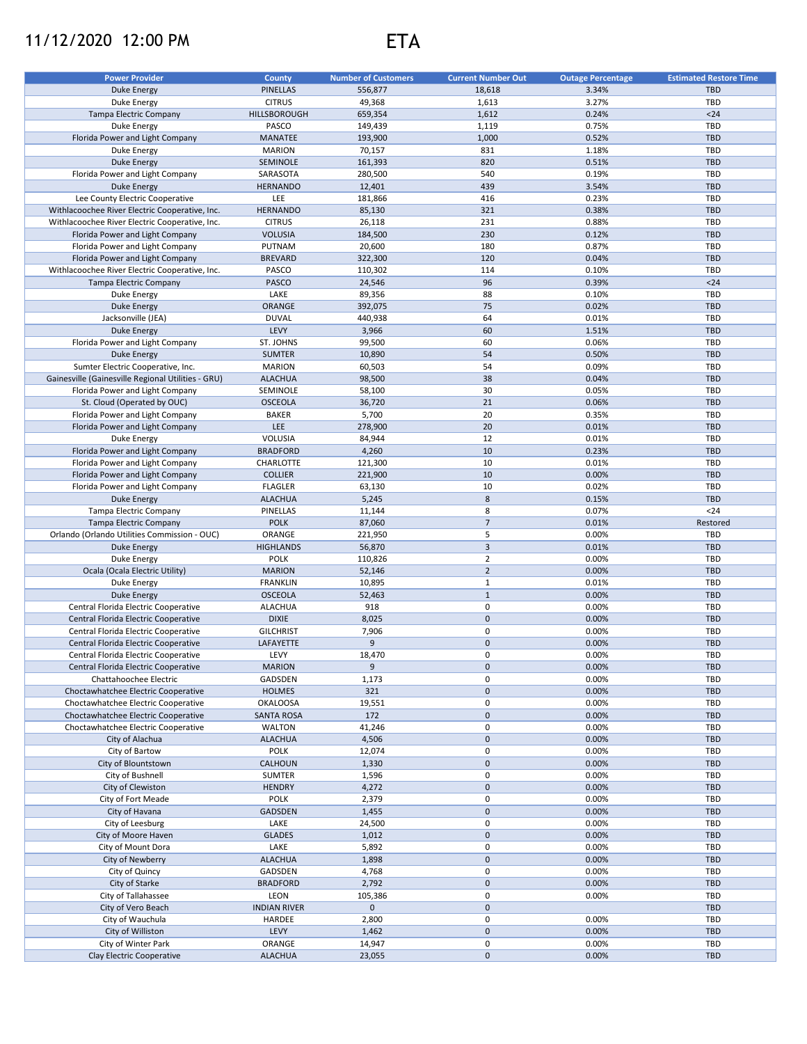11/12/2020 12:00 PM

# ETA

| Power Provider | County | Number of Customers | Current Number Out | Outage Percentage | Estimated Restore Time |
|---|---|---|---|---|---|
| Duke Energy | PINELLAS | 556,877 | 18,618 | 3.34% | TBD |
| Duke Energy | CITRUS | 49,368 | 1,613 | 3.27% | TBD |
| Tampa Electric Company | HILLSBOROUGH | 659,354 | 1,612 | 0.24% | <24 |
| Duke Energy | PASCO | 149,439 | 1,119 | 0.75% | TBD |
| Florida Power and Light Company | MANATEE | 193,900 | 1,000 | 0.52% | TBD |
| Duke Energy | MARION | 70,157 | 831 | 1.18% | TBD |
| Duke Energy | SEMINOLE | 161,393 | 820 | 0.51% | TBD |
| Florida Power and Light Company | SARASOTA | 280,500 | 540 | 0.19% | TBD |
| Duke Energy | HERNANDO | 12,401 | 439 | 3.54% | TBD |
| Lee County Electric Cooperative | LEE | 181,866 | 416 | 0.23% | TBD |
| Withlacoochee River Electric Cooperative, Inc. | HERNANDO | 85,130 | 321 | 0.38% | TBD |
| Withlacoochee River Electric Cooperative, Inc. | CITRUS | 26,118 | 231 | 0.88% | TBD |
| Florida Power and Light Company | VOLUSIA | 184,500 | 230 | 0.12% | TBD |
| Florida Power and Light Company | PUTNAM | 20,600 | 180 | 0.87% | TBD |
| Florida Power and Light Company | BREVARD | 322,300 | 120 | 0.04% | TBD |
| Withlacoochee River Electric Cooperative, Inc. | PASCO | 110,302 | 114 | 0.10% | TBD |
| Tampa Electric Company | PASCO | 24,546 | 96 | 0.39% | <24 |
| Duke Energy | LAKE | 89,356 | 88 | 0.10% | TBD |
| Duke Energy | ORANGE | 392,075 | 75 | 0.02% | TBD |
| Jacksonville (JEA) | DUVAL | 440,938 | 64 | 0.01% | TBD |
| Duke Energy | LEVY | 3,966 | 60 | 1.51% | TBD |
| Florida Power and Light Company | ST. JOHNS | 99,500 | 60 | 0.06% | TBD |
| Duke Energy | SUMTER | 10,890 | 54 | 0.50% | TBD |
| Sumter Electric Cooperative, Inc. | MARION | 60,503 | 54 | 0.09% | TBD |
| Gainesville (Gainesville Regional Utilities - GRU) | ALACHUA | 98,500 | 38 | 0.04% | TBD |
| Florida Power and Light Company | SEMINOLE | 58,100 | 30 | 0.05% | TBD |
| St. Cloud (Operated by OUC) | OSCEOLA | 36,720 | 21 | 0.06% | TBD |
| Florida Power and Light Company | BAKER | 5,700 | 20 | 0.35% | TBD |
| Florida Power and Light Company | LEE | 278,900 | 20 | 0.01% | TBD |
| Duke Energy | VOLUSIA | 84,944 | 12 | 0.01% | TBD |
| Florida Power and Light Company | BRADFORD | 4,260 | 10 | 0.23% | TBD |
| Florida Power and Light Company | CHARLOTTE | 121,300 | 10 | 0.01% | TBD |
| Florida Power and Light Company | COLLIER | 221,900 | 10 | 0.00% | TBD |
| Florida Power and Light Company | FLAGLER | 63,130 | 10 | 0.02% | TBD |
| Duke Energy | ALACHUA | 5,245 | 8 | 0.15% | TBD |
| Tampa Electric Company | PINELLAS | 11,144 | 8 | 0.07% | <24 |
| Tampa Electric Company | POLK | 87,060 | 7 | 0.01% | Restored |
| Orlando (Orlando Utilities Commission - OUC) | ORANGE | 221,950 | 5 | 0.00% | TBD |
| Duke Energy | HIGHLANDS | 56,870 | 3 | 0.01% | TBD |
| Duke Energy | POLK | 110,826 | 2 | 0.00% | TBD |
| Ocala (Ocala Electric Utility) | MARION | 52,146 | 2 | 0.00% | TBD |
| Duke Energy | FRANKLIN | 10,895 | 1 | 0.01% | TBD |
| Duke Energy | OSCEOLA | 52,463 | 1 | 0.00% | TBD |
| Central Florida Electric Cooperative | ALACHUA | 918 | 0 | 0.00% | TBD |
| Central Florida Electric Cooperative | DIXIE | 8,025 | 0 | 0.00% | TBD |
| Central Florida Electric Cooperative | GILCHRIST | 7,906 | 0 | 0.00% | TBD |
| Central Florida Electric Cooperative | LAFAYETTE | 9 | 0 | 0.00% | TBD |
| Central Florida Electric Cooperative | LEVY | 18,470 | 0 | 0.00% | TBD |
| Central Florida Electric Cooperative | MARION | 9 | 0 | 0.00% | TBD |
| Chattahoochee Electric | GADSDEN | 1,173 | 0 | 0.00% | TBD |
| Choctawhatchee Electric Cooperative | HOLMES | 321 | 0 | 0.00% | TBD |
| Choctawhatchee Electric Cooperative | OKALOOSA | 19,551 | 0 | 0.00% | TBD |
| Choctawhatchee Electric Cooperative | SANTA ROSA | 172 | 0 | 0.00% | TBD |
| Choctawhatchee Electric Cooperative | WALTON | 41,246 | 0 | 0.00% | TBD |
| City of Alachua | ALACHUA | 4,506 | 0 | 0.00% | TBD |
| City of Bartow | POLK | 12,074 | 0 | 0.00% | TBD |
| City of Blountstown | CALHOUN | 1,330 | 0 | 0.00% | TBD |
| City of Bushnell | SUMTER | 1,596 | 0 | 0.00% | TBD |
| City of Clewiston | HENDRY | 4,272 | 0 | 0.00% | TBD |
| City of Fort Meade | POLK | 2,379 | 0 | 0.00% | TBD |
| City of Havana | GADSDEN | 1,455 | 0 | 0.00% | TBD |
| City of Leesburg | LAKE | 24,500 | 0 | 0.00% | TBD |
| City of Moore Haven | GLADES | 1,012 | 0 | 0.00% | TBD |
| City of Mount Dora | LAKE | 5,892 | 0 | 0.00% | TBD |
| City of Newberry | ALACHUA | 1,898 | 0 | 0.00% | TBD |
| City of Quincy | GADSDEN | 4,768 | 0 | 0.00% | TBD |
| City of Starke | BRADFORD | 2,792 | 0 | 0.00% | TBD |
| City of Tallahassee | LEON | 105,386 | 0 | 0.00% | TBD |
| City of Vero Beach | INDIAN RIVER | 0 | 0 | | TBD |
| City of Wauchula | HARDEE | 2,800 | 0 | 0.00% | TBD |
| City of Williston | LEVY | 1,462 | 0 | 0.00% | TBD |
| City of Winter Park | ORANGE | 14,947 | 0 | 0.00% | TBD |
| Clay Electric Cooperative | ALACHUA | 23,055 | 0 | 0.00% | TBD |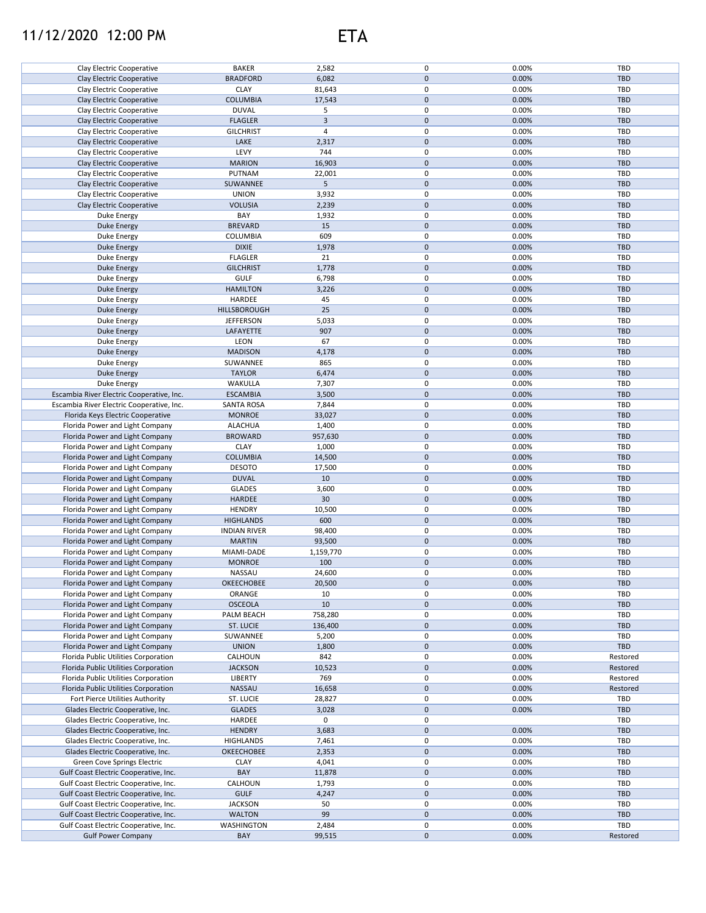# 11/12/2020 12:00 PM ETA

| | | | | | |
|---|---|---|---|---|---|
| Clay Electric Cooperative | BAKER | 2,582 | 0 | 0.00% | TBD |
| Clay Electric Cooperative | BRADFORD | 6,082 | 0 | 0.00% | TBD |
| Clay Electric Cooperative | CLAY | 81,643 | 0 | 0.00% | TBD |
| Clay Electric Cooperative | COLUMBIA | 17,543 | 0 | 0.00% | TBD |
| Clay Electric Cooperative | DUVAL | 5 | 0 | 0.00% | TBD |
| Clay Electric Cooperative | FLAGLER | 3 | 0 | 0.00% | TBD |
| Clay Electric Cooperative | GILCHRIST | 4 | 0 | 0.00% | TBD |
| Clay Electric Cooperative | LAKE | 2,317 | 0 | 0.00% | TBD |
| Clay Electric Cooperative | LEVY | 744 | 0 | 0.00% | TBD |
| Clay Electric Cooperative | MARION | 16,903 | 0 | 0.00% | TBD |
| Clay Electric Cooperative | PUTNAM | 22,001 | 0 | 0.00% | TBD |
| Clay Electric Cooperative | SUWANNEE | 5 | 0 | 0.00% | TBD |
| Clay Electric Cooperative | UNION | 3,932 | 0 | 0.00% | TBD |
| Clay Electric Cooperative | VOLUSIA | 2,239 | 0 | 0.00% | TBD |
| Duke Energy | BAY | 1,932 | 0 | 0.00% | TBD |
| Duke Energy | BREVARD | 15 | 0 | 0.00% | TBD |
| Duke Energy | COLUMBIA | 609 | 0 | 0.00% | TBD |
| Duke Energy | DIXIE | 1,978 | 0 | 0.00% | TBD |
| Duke Energy | FLAGLER | 21 | 0 | 0.00% | TBD |
| Duke Energy | GILCHRIST | 1,778 | 0 | 0.00% | TBD |
| Duke Energy | GULF | 6,798 | 0 | 0.00% | TBD |
| Duke Energy | HAMILTON | 3,226 | 0 | 0.00% | TBD |
| Duke Energy | HARDEE | 45 | 0 | 0.00% | TBD |
| Duke Energy | HILLSBOROUGH | 25 | 0 | 0.00% | TBD |
| Duke Energy | JEFFERSON | 5,033 | 0 | 0.00% | TBD |
| Duke Energy | LAFAYETTE | 907 | 0 | 0.00% | TBD |
| Duke Energy | LEON | 67 | 0 | 0.00% | TBD |
| Duke Energy | MADISON | 4,178 | 0 | 0.00% | TBD |
| Duke Energy | SUWANNEE | 865 | 0 | 0.00% | TBD |
| Duke Energy | TAYLOR | 6,474 | 0 | 0.00% | TBD |
| Duke Energy | WAKULLA | 7,307 | 0 | 0.00% | TBD |
| Escambia River Electric Cooperative, Inc. | ESCAMBIA | 3,500 | 0 | 0.00% | TBD |
| Escambia River Electric Cooperative, Inc. | SANTA ROSA | 7,844 | 0 | 0.00% | TBD |
| Florida Keys Electric Cooperative | MONROE | 33,027 | 0 | 0.00% | TBD |
| Florida Power and Light Company | ALACHUA | 1,400 | 0 | 0.00% | TBD |
| Florida Power and Light Company | BROWARD | 957,630 | 0 | 0.00% | TBD |
| Florida Power and Light Company | CLAY | 1,000 | 0 | 0.00% | TBD |
| Florida Power and Light Company | COLUMBIA | 14,500 | 0 | 0.00% | TBD |
| Florida Power and Light Company | DESOTO | 17,500 | 0 | 0.00% | TBD |
| Florida Power and Light Company | DUVAL | 10 | 0 | 0.00% | TBD |
| Florida Power and Light Company | GLADES | 3,600 | 0 | 0.00% | TBD |
| Florida Power and Light Company | HARDEE | 30 | 0 | 0.00% | TBD |
| Florida Power and Light Company | HENDRY | 10,500 | 0 | 0.00% | TBD |
| Florida Power and Light Company | HIGHLANDS | 600 | 0 | 0.00% | TBD |
| Florida Power and Light Company | INDIAN RIVER | 98,400 | 0 | 0.00% | TBD |
| Florida Power and Light Company | MARTIN | 93,500 | 0 | 0.00% | TBD |
| Florida Power and Light Company | MIAMI-DADE | 1,159,770 | 0 | 0.00% | TBD |
| Florida Power and Light Company | MONROE | 100 | 0 | 0.00% | TBD |
| Florida Power and Light Company | NASSAU | 24,600 | 0 | 0.00% | TBD |
| Florida Power and Light Company | OKEECHOBEE | 20,500 | 0 | 0.00% | TBD |
| Florida Power and Light Company | ORANGE | 10 | 0 | 0.00% | TBD |
| Florida Power and Light Company | OSCEOLA | 10 | 0 | 0.00% | TBD |
| Florida Power and Light Company | PALM BEACH | 758,280 | 0 | 0.00% | TBD |
| Florida Power and Light Company | ST. LUCIE | 136,400 | 0 | 0.00% | TBD |
| Florida Power and Light Company | SUWANNEE | 5,200 | 0 | 0.00% | TBD |
| Florida Power and Light Company | UNION | 1,800 | 0 | 0.00% | TBD |
| Florida Public Utilities Corporation | CALHOUN | 842 | 0 | 0.00% | Restored |
| Florida Public Utilities Corporation | JACKSON | 10,523 | 0 | 0.00% | Restored |
| Florida Public Utilities Corporation | LIBERTY | 769 | 0 | 0.00% | Restored |
| Florida Public Utilities Corporation | NASSAU | 16,658 | 0 | 0.00% | Restored |
| Fort Pierce Utilities Authority | ST. LUCIE | 28,827 | 0 | 0.00% | TBD |
| Glades Electric Cooperative, Inc. | GLADES | 3,028 | 0 | 0.00% | TBD |
| Glades Electric Cooperative, Inc. | HARDEE | 0 | 0 | | TBD |
| Glades Electric Cooperative, Inc. | HENDRY | 3,683 | 0 | 0.00% | TBD |
| Glades Electric Cooperative, Inc. | HIGHLANDS | 7,461 | 0 | 0.00% | TBD |
| Glades Electric Cooperative, Inc. | OKEECHOBEE | 2,353 | 0 | 0.00% | TBD |
| Green Cove Springs Electric | CLAY | 4,041 | 0 | 0.00% | TBD |
| Gulf Coast Electric Cooperative, Inc. | BAY | 11,878 | 0 | 0.00% | TBD |
| Gulf Coast Electric Cooperative, Inc. | CALHOUN | 1,793 | 0 | 0.00% | TBD |
| Gulf Coast Electric Cooperative, Inc. | GULF | 4,247 | 0 | 0.00% | TBD |
| Gulf Coast Electric Cooperative, Inc. | JACKSON | 50 | 0 | 0.00% | TBD |
| Gulf Coast Electric Cooperative, Inc. | WALTON | 99 | 0 | 0.00% | TBD |
| Gulf Coast Electric Cooperative, Inc. | WASHINGTON | 2,484 | 0 | 0.00% | TBD |
| Gulf Power Company | BAY | 99,515 | 0 | 0.00% | Restored |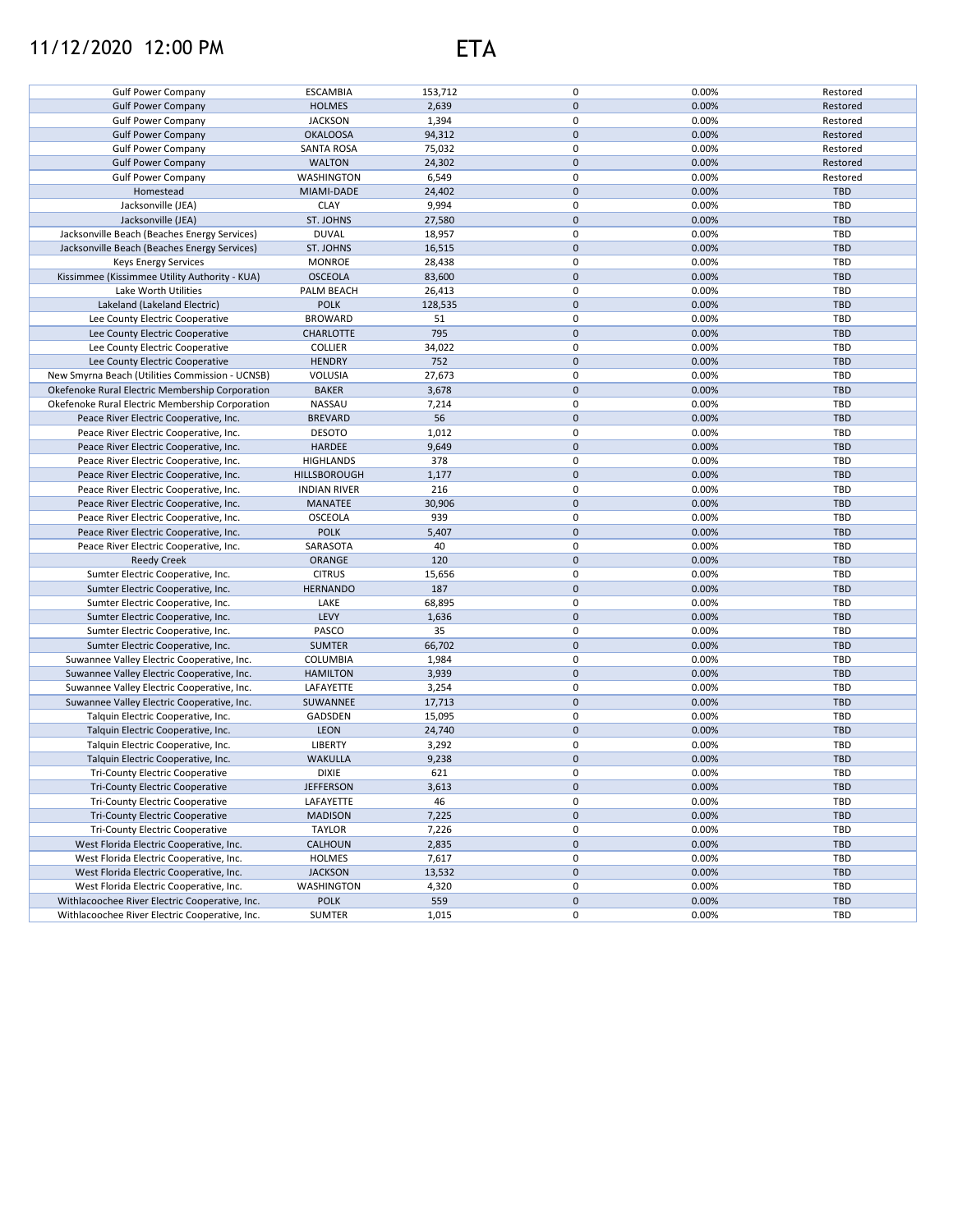11/12/2020 12:00 PM

# ETA

| | | | | | |
|---|---|---|---|---|---|
| Gulf Power Company | ESCAMBIA | 153,712 | 0 | 0.00% | Restored |
| Gulf Power Company | HOLMES | 2,639 | 0 | 0.00% | Restored |
| Gulf Power Company | JACKSON | 1,394 | 0 | 0.00% | Restored |
| Gulf Power Company | OKALOOSA | 94,312 | 0 | 0.00% | Restored |
| Gulf Power Company | SANTA ROSA | 75,032 | 0 | 0.00% | Restored |
| Gulf Power Company | WALTON | 24,302 | 0 | 0.00% | Restored |
| Gulf Power Company | WASHINGTON | 6,549 | 0 | 0.00% | Restored |
| Homestead | MIAMI-DADE | 24,402 | 0 | 0.00% | TBD |
| Jacksonville (JEA) | CLAY | 9,994 | 0 | 0.00% | TBD |
| Jacksonville (JEA) | ST. JOHNS | 27,580 | 0 | 0.00% | TBD |
| Jacksonville Beach (Beaches Energy Services) | DUVAL | 18,957 | 0 | 0.00% | TBD |
| Jacksonville Beach (Beaches Energy Services) | ST. JOHNS | 16,515 | 0 | 0.00% | TBD |
| Keys Energy Services | MONROE | 28,438 | 0 | 0.00% | TBD |
| Kissimmee (Kissimmee Utility Authority - KUA) | OSCEOLA | 83,600 | 0 | 0.00% | TBD |
| Lake Worth Utilities | PALM BEACH | 26,413 | 0 | 0.00% | TBD |
| Lakeland (Lakeland Electric) | POLK | 128,535 | 0 | 0.00% | TBD |
| Lee County Electric Cooperative | BROWARD | 51 | 0 | 0.00% | TBD |
| Lee County Electric Cooperative | CHARLOTTE | 795 | 0 | 0.00% | TBD |
| Lee County Electric Cooperative | COLLIER | 34,022 | 0 | 0.00% | TBD |
| Lee County Electric Cooperative | HENDRY | 752 | 0 | 0.00% | TBD |
| New Smyrna Beach (Utilities Commission - UCNSB) | VOLUSIA | 27,673 | 0 | 0.00% | TBD |
| Okefenoke Rural Electric Membership Corporation | BAKER | 3,678 | 0 | 0.00% | TBD |
| Okefenoke Rural Electric Membership Corporation | NASSAU | 7,214 | 0 | 0.00% | TBD |
| Peace River Electric Cooperative, Inc. | BREVARD | 56 | 0 | 0.00% | TBD |
| Peace River Electric Cooperative, Inc. | DESOTO | 1,012 | 0 | 0.00% | TBD |
| Peace River Electric Cooperative, Inc. | HARDEE | 9,649 | 0 | 0.00% | TBD |
| Peace River Electric Cooperative, Inc. | HIGHLANDS | 378 | 0 | 0.00% | TBD |
| Peace River Electric Cooperative, Inc. | HILLSBOROUGH | 1,177 | 0 | 0.00% | TBD |
| Peace River Electric Cooperative, Inc. | INDIAN RIVER | 216 | 0 | 0.00% | TBD |
| Peace River Electric Cooperative, Inc. | MANATEE | 30,906 | 0 | 0.00% | TBD |
| Peace River Electric Cooperative, Inc. | OSCEOLA | 939 | 0 | 0.00% | TBD |
| Peace River Electric Cooperative, Inc. | POLK | 5,407 | 0 | 0.00% | TBD |
| Peace River Electric Cooperative, Inc. | SARASOTA | 40 | 0 | 0.00% | TBD |
| Reedy Creek | ORANGE | 120 | 0 | 0.00% | TBD |
| Sumter Electric Cooperative, Inc. | CITRUS | 15,656 | 0 | 0.00% | TBD |
| Sumter Electric Cooperative, Inc. | HERNANDO | 187 | 0 | 0.00% | TBD |
| Sumter Electric Cooperative, Inc. | LAKE | 68,895 | 0 | 0.00% | TBD |
| Sumter Electric Cooperative, Inc. | LEVY | 1,636 | 0 | 0.00% | TBD |
| Sumter Electric Cooperative, Inc. | PASCO | 35 | 0 | 0.00% | TBD |
| Sumter Electric Cooperative, Inc. | SUMTER | 66,702 | 0 | 0.00% | TBD |
| Suwannee Valley Electric Cooperative, Inc. | COLUMBIA | 1,984 | 0 | 0.00% | TBD |
| Suwannee Valley Electric Cooperative, Inc. | HAMILTON | 3,939 | 0 | 0.00% | TBD |
| Suwannee Valley Electric Cooperative, Inc. | LAFAYETTE | 3,254 | 0 | 0.00% | TBD |
| Suwannee Valley Electric Cooperative, Inc. | SUWANNEE | 17,713 | 0 | 0.00% | TBD |
| Talquin Electric Cooperative, Inc. | GADSDEN | 15,095 | 0 | 0.00% | TBD |
| Talquin Electric Cooperative, Inc. | LEON | 24,740 | 0 | 0.00% | TBD |
| Talquin Electric Cooperative, Inc. | LIBERTY | 3,292 | 0 | 0.00% | TBD |
| Talquin Electric Cooperative, Inc. | WAKULLA | 9,238 | 0 | 0.00% | TBD |
| Tri-County Electric Cooperative | DIXIE | 621 | 0 | 0.00% | TBD |
| Tri-County Electric Cooperative | JEFFERSON | 3,613 | 0 | 0.00% | TBD |
| Tri-County Electric Cooperative | LAFAYETTE | 46 | 0 | 0.00% | TBD |
| Tri-County Electric Cooperative | MADISON | 7,225 | 0 | 0.00% | TBD |
| Tri-County Electric Cooperative | TAYLOR | 7,226 | 0 | 0.00% | TBD |
| West Florida Electric Cooperative, Inc. | CALHOUN | 2,835 | 0 | 0.00% | TBD |
| West Florida Electric Cooperative, Inc. | HOLMES | 7,617 | 0 | 0.00% | TBD |
| West Florida Electric Cooperative, Inc. | JACKSON | 13,532 | 0 | 0.00% | TBD |
| West Florida Electric Cooperative, Inc. | WASHINGTON | 4,320 | 0 | 0.00% | TBD |
| Withlacoochee River Electric Cooperative, Inc. | POLK | 559 | 0 | 0.00% | TBD |
| Withlacoochee River Electric Cooperative, Inc. | SUMTER | 1,015 | 0 | 0.00% | TBD |